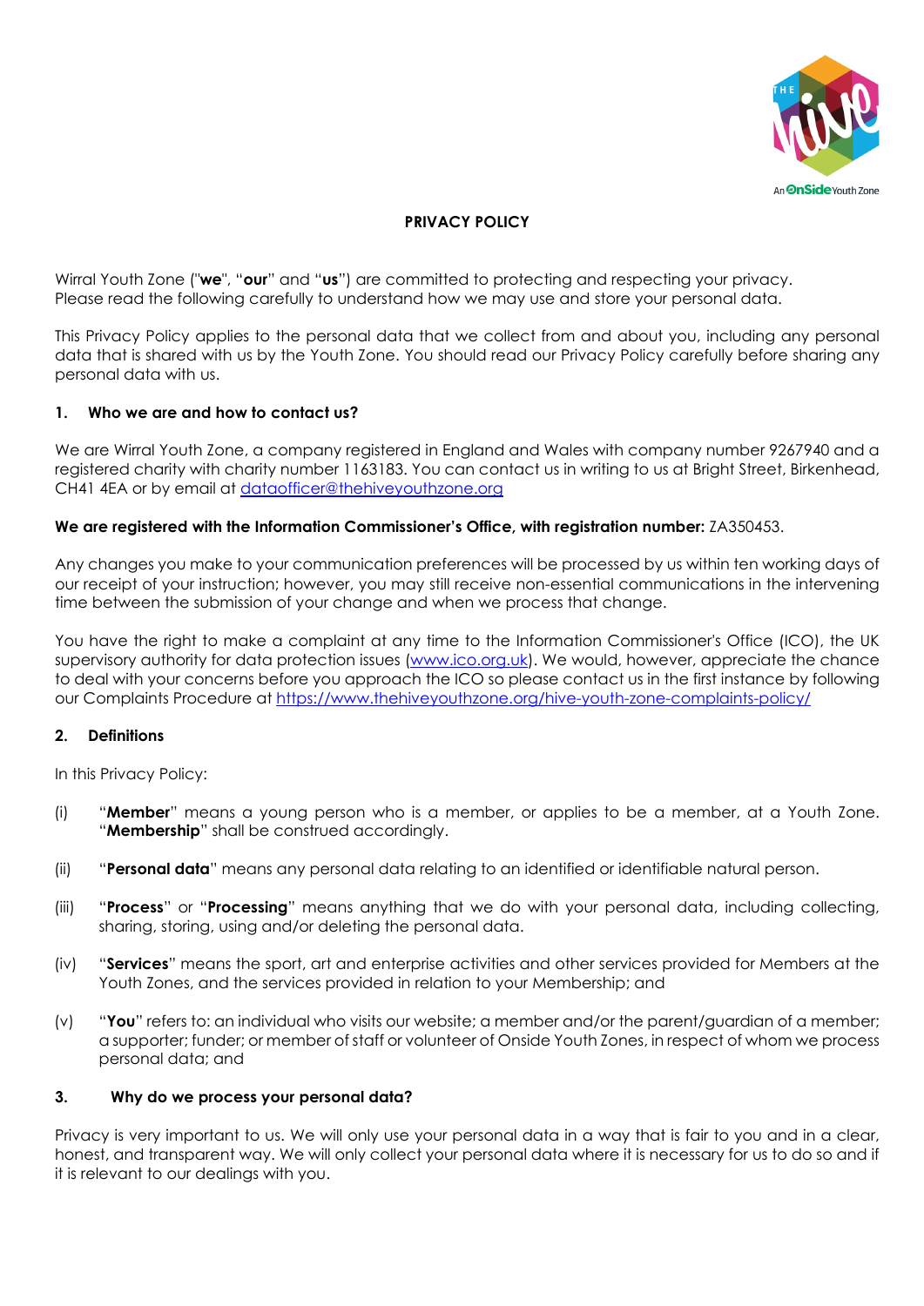# PRIVACY POLICY

Wirral Youth Zone ("**we**", "**our**" and "**us**") are committed to protecting and respecting your privacy. Please read the following carefully to understand how we may use and store your personal data.

This Privacy Policy applies to the personal data that we collect from and about you, including any personal data that is shared with us by the Youth Zone. You should read our Privacy Policy carefully before sharing any personal data with us.

## 1. Who we are and how to contact us?

We are Wirral Youth Zone, a company registered in England and Wales with company number 9267940 and a registered charity with charity number 1163183. You can contact us in writing to us at Bright Street, Birkenhead, CH41 4EA or by email at dataofficer@thehiveyouthzone.org

**We are registered with the Information Commissioner's Office, with registration number:** ZA350453.

Any changes you make to your communication preferences will be processed by us within ten working days of our receipt of your instruction; however, you may still receive non-essential communications in the intervening time between the submission of your change and when we process that change.

You have the right to make a complaint at any time to the Information Commissioner's Office (ICO), the UK supervisory authority for data protection issues (www.ico.org.uk). We would, however, appreciate the chance to deal with your concerns before you approach the ICO so please contact us in the first instance by following our Complaints Procedure at https://www.thehiveyouthzone.org/hive-youth-zone-complaints-policy/

## 2. Definitions

In this Privacy Policy:

(i) "**Member**" means a young person who is a member, or applies to be a member, at a Youth Zone. "**Membership**" shall be construed accordingly.

(ii) "**Personal data**" means any personal data relating to an identified or identifiable natural person.

(iii) "**Process**" or "**Processing**" means anything that we do with your personal data, including collecting, sharing, storing, using and/or deleting the personal data.

(iv) "**Services**" means the sport, art and enterprise activities and other services provided for Members at the Youth Zones, and the services provided in relation to your Membership; and

(v) "**You**" refers to: an individual who visits our website; a member and/or the parent/guardian of a member; a supporter; funder; or member of staff or volunteer of Onside Youth Zones, in respect of whom we process personal data; and

## 3. Why do we process your personal data?

Privacy is very important to us. We will only use your personal data in a way that is fair to you and in a clear, honest, and transparent way. We will only collect your personal data where it is necessary for us to do so and if it is relevant to our dealings with you.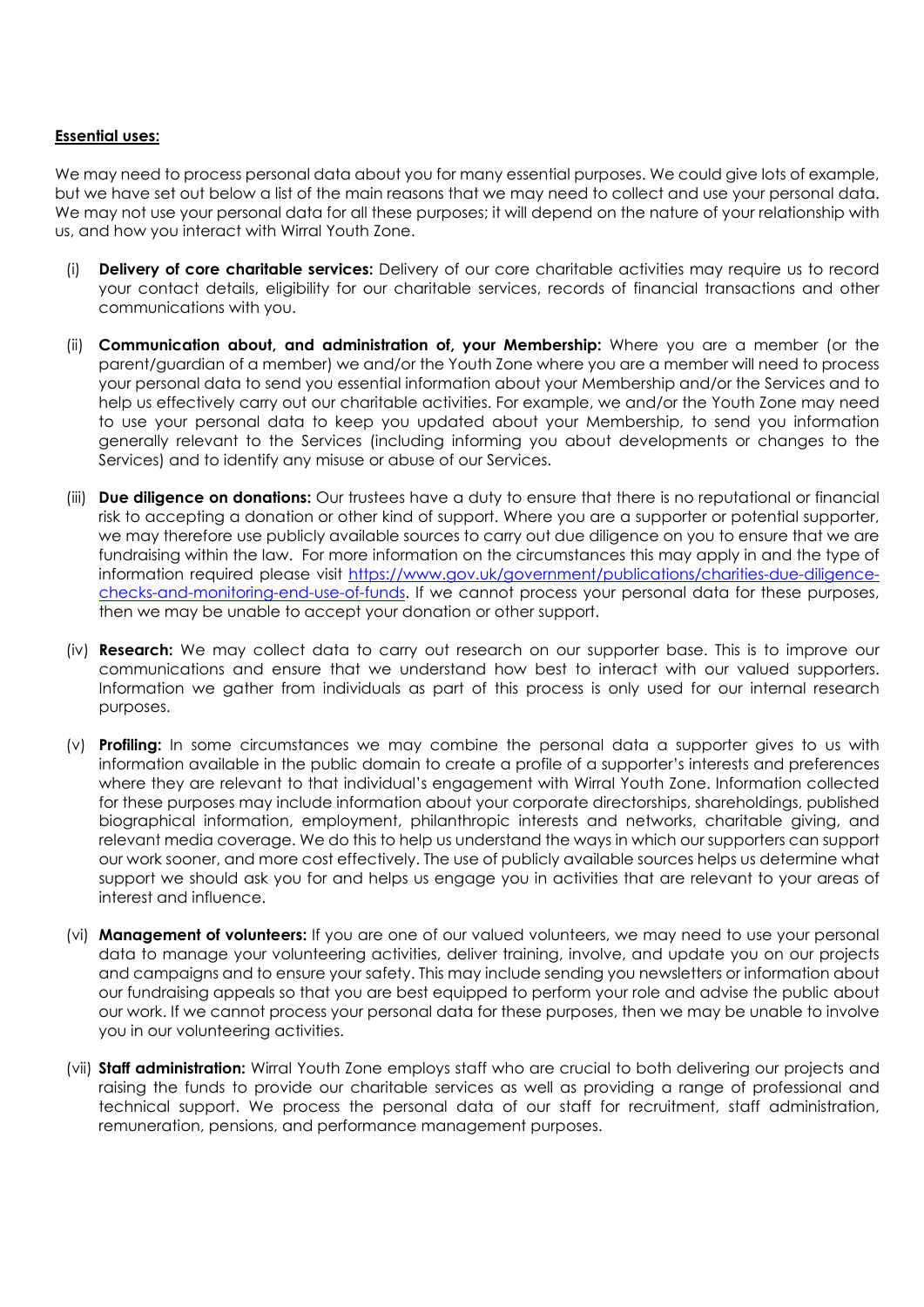**Essential uses:**

We may need to process personal data about you for many essential purposes. We could give lots of example, but we have set out below a list of the main reasons that we may need to collect and use your personal data. We may not use your personal data for all these purposes; it will depend on the nature of your relationship with us, and how you interact with Wirral Youth Zone.

(i) **Delivery of core charitable services:** Delivery of our core charitable activities may require us to record your contact details, eligibility for our charitable services, records of financial transactions and other communications with you.

(ii) **Communication about, and administration of, your Membership:** Where you are a member (or the parent/guardian of a member) we and/or the Youth Zone where you are a member will need to process your personal data to send you essential information about your Membership and/or the Services and to help us effectively carry out our charitable activities. For example, we and/or the Youth Zone may need to use your personal data to keep you updated about your Membership, to send you information generally relevant to the Services (including informing you about developments or changes to the Services) and to identify any misuse or abuse of our Services.

(iii) **Due diligence on donations:** Our trustees have a duty to ensure that there is no reputational or financial risk to accepting a donation or other kind of support. Where you are a supporter or potential supporter, we may therefore use publicly available sources to carry out due diligence on you to ensure that we are fundraising within the law. For more information on the circumstances this may apply in and the type of information required please visit [https://www.gov.uk/government/publications/charities-due-diligence-checks-and-monitoring-end-use-of-funds](https://www.gov.uk/government/publications/charities-due-diligence-checks-and-monitoring-end-use-of-funds). If we cannot process your personal data for these purposes, then we may be unable to accept your donation or other support.

(iv) **Research:** We may collect data to carry out research on our supporter base. This is to improve our communications and ensure that we understand how best to interact with our valued supporters. Information we gather from individuals as part of this process is only used for our internal research purposes.

(v) **Profiling:** In some circumstances we may combine the personal data a supporter gives to us with information available in the public domain to create a profile of a supporter's interests and preferences where they are relevant to that individual's engagement with Wirral Youth Zone. Information collected for these purposes may include information about your corporate directorships, shareholdings, published biographical information, employment, philanthropic interests and networks, charitable giving, and relevant media coverage. We do this to help us understand the ways in which our supporters can support our work sooner, and more cost effectively. The use of publicly available sources helps us determine what support we should ask you for and helps us engage you in activities that are relevant to your areas of interest and influence.

(vi) **Management of volunteers:** If you are one of our valued volunteers, we may need to use your personal data to manage your volunteering activities, deliver training, involve, and update you on our projects and campaigns and to ensure your safety. This may include sending you newsletters or information about our fundraising appeals so that you are best equipped to perform your role and advise the public about our work. If we cannot process your personal data for these purposes, then we may be unable to involve you in our volunteering activities.

(vii) **Staff administration:** Wirral Youth Zone employs staff who are crucial to both delivering our projects and raising the funds to provide our charitable services as well as providing a range of professional and technical support. We process the personal data of our staff for recruitment, staff administration, remuneration, pensions, and performance management purposes.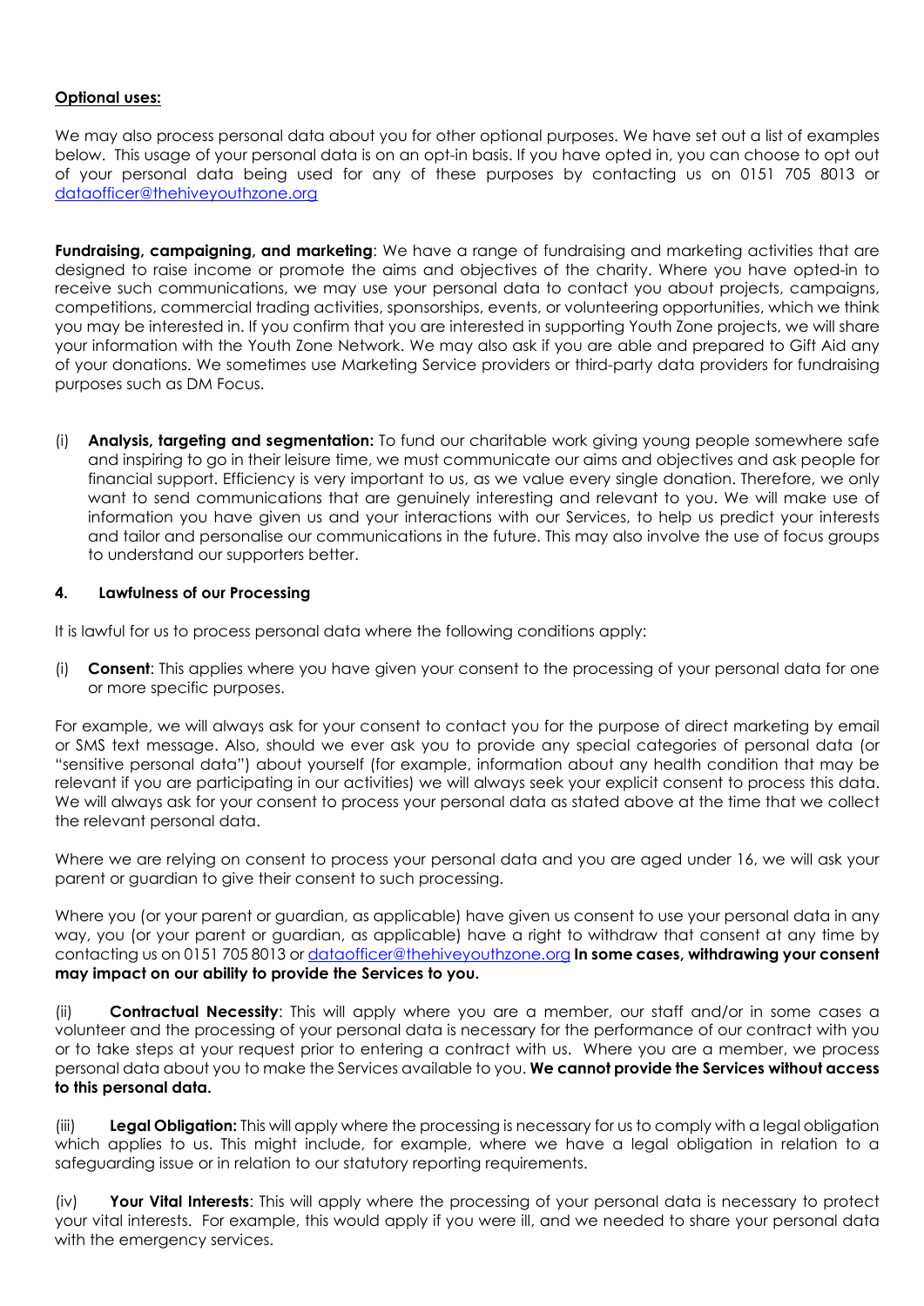**Optional uses:**

We may also process personal data about you for other optional purposes. We have set out a list of examples below. This usage of your personal data is on an opt-in basis. If you have opted in, you can choose to opt out of your personal data being used for any of these purposes by contacting us on 0151 705 8013 or dataofficer@thehiveyouthzone.org

**Fundraising, campaigning, and marketing**: We have a range of fundraising and marketing activities that are designed to raise income or promote the aims and objectives of the charity. Where you have opted-in to receive such communications, we may use your personal data to contact you about projects, campaigns, competitions, commercial trading activities, sponsorships, events, or volunteering opportunities, which we think you may be interested in. If you confirm that you are interested in supporting Youth Zone projects, we will share your information with the Youth Zone Network. We may also ask if you are able and prepared to Gift Aid any of your donations. We sometimes use Marketing Service providers or third-party data providers for fundraising purposes such as DM Focus.

(i) **Analysis, targeting and segmentation:** To fund our charitable work giving young people somewhere safe and inspiring to go in their leisure time, we must communicate our aims and objectives and ask people for financial support. Efficiency is very important to us, as we value every single donation. Therefore, we only want to send communications that are genuinely interesting and relevant to you. We will make use of information you have given us and your interactions with our Services, to help us predict your interests and tailor and personalise our communications in the future. This may also involve the use of focus groups to understand our supporters better.

#### 4. Lawfulness of our Processing

It is lawful for us to process personal data where the following conditions apply:

(i) **Consent**: This applies where you have given your consent to the processing of your personal data for one or more specific purposes.

For example, we will always ask for your consent to contact you for the purpose of direct marketing by email or SMS text message. Also, should we ever ask you to provide any special categories of personal data (or "sensitive personal data") about yourself (for example, information about any health condition that may be relevant if you are participating in our activities) we will always seek your explicit consent to process this data. We will always ask for your consent to process your personal data as stated above at the time that we collect the relevant personal data.

Where we are relying on consent to process your personal data and you are aged under 16, we will ask your parent or guardian to give their consent to such processing.

Where you (or your parent or guardian, as applicable) have given us consent to use your personal data in any way, you (or your parent or guardian, as applicable) have a right to withdraw that consent at any time by contacting us on 0151 705 8013 or dataofficer@thehiveyouthzone.org **In some cases, withdrawing your consent may impact on our ability to provide the Services to you.**

(ii) **Contractual Necessity**: This will apply where you are a member, our staff and/or in some cases a volunteer and the processing of your personal data is necessary for the performance of our contract with you or to take steps at your request prior to entering a contract with us. Where you are a member, we process personal data about you to make the Services available to you. **We cannot provide the Services without access to this personal data.**

(iii) **Legal Obligation:** This will apply where the processing is necessary for us to comply with a legal obligation which applies to us. This might include, for example, where we have a legal obligation in relation to a safeguarding issue or in relation to our statutory reporting requirements.

(iv) **Your Vital Interests**: This will apply where the processing of your personal data is necessary to protect your vital interests. For example, this would apply if you were ill, and we needed to share your personal data with the emergency services.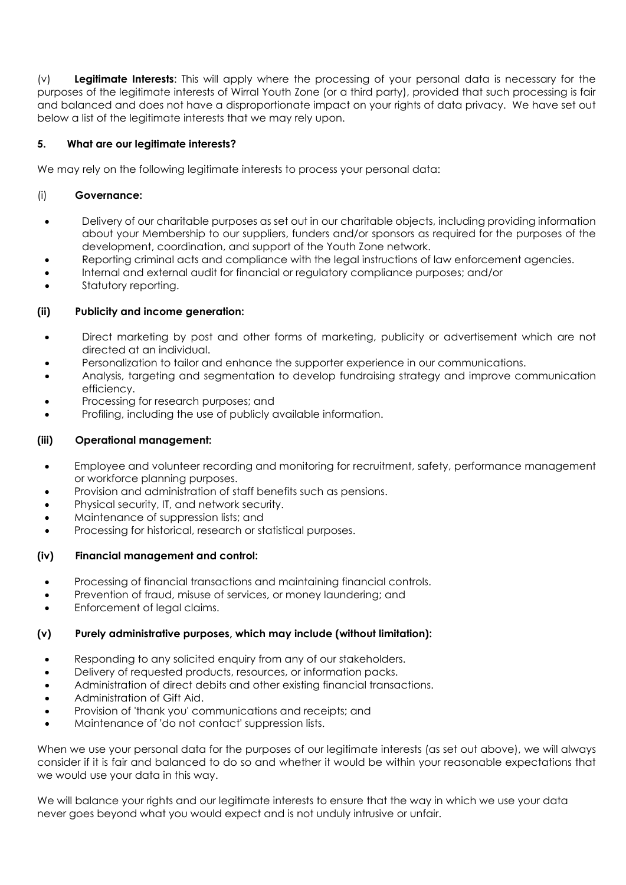(v) **Legitimate Interests**: This will apply where the processing of your personal data is necessary for the purposes of the legitimate interests of Wirral Youth Zone (or a third party), provided that such processing is fair and balanced and does not have a disproportionate impact on your rights of data privacy. We have set out below a list of the legitimate interests that we may rely upon.

## 5. What are our legitimate interests?

We may rely on the following legitimate interests to process your personal data:

### (i) Governance:

- Delivery of our charitable purposes as set out in our charitable objects, including providing information about your Membership to our suppliers, funders and/or sponsors as required for the purposes of the development, coordination, and support of the Youth Zone network.
- Reporting criminal acts and compliance with the legal instructions of law enforcement agencies.
- Internal and external audit for financial or regulatory compliance purposes; and/or
- Statutory reporting.

### (ii) Publicity and income generation:

- Direct marketing by post and other forms of marketing, publicity or advertisement which are not directed at an individual.
- Personalization to tailor and enhance the supporter experience in our communications.
- Analysis, targeting and segmentation to develop fundraising strategy and improve communication efficiency.
- Processing for research purposes; and
- Profiling, including the use of publicly available information.

### (iii) Operational management:

- Employee and volunteer recording and monitoring for recruitment, safety, performance management or workforce planning purposes.
- Provision and administration of staff benefits such as pensions.
- Physical security, IT, and network security.
- Maintenance of suppression lists; and
- Processing for historical, research or statistical purposes.

### (iv) Financial management and control:

- Processing of financial transactions and maintaining financial controls.
- Prevention of fraud, misuse of services, or money laundering; and
- Enforcement of legal claims.

### (v) Purely administrative purposes, which may include (without limitation):

- Responding to any solicited enquiry from any of our stakeholders.
- Delivery of requested products, resources, or information packs.
- Administration of direct debits and other existing financial transactions.
- Administration of Gift Aid.
- Provision of 'thank you' communications and receipts; and
- Maintenance of 'do not contact' suppression lists.

When we use your personal data for the purposes of our legitimate interests (as set out above), we will always consider if it is fair and balanced to do so and whether it would be within your reasonable expectations that we would use your data in this way.

We will balance your rights and our legitimate interests to ensure that the way in which we use your data never goes beyond what you would expect and is not unduly intrusive or unfair.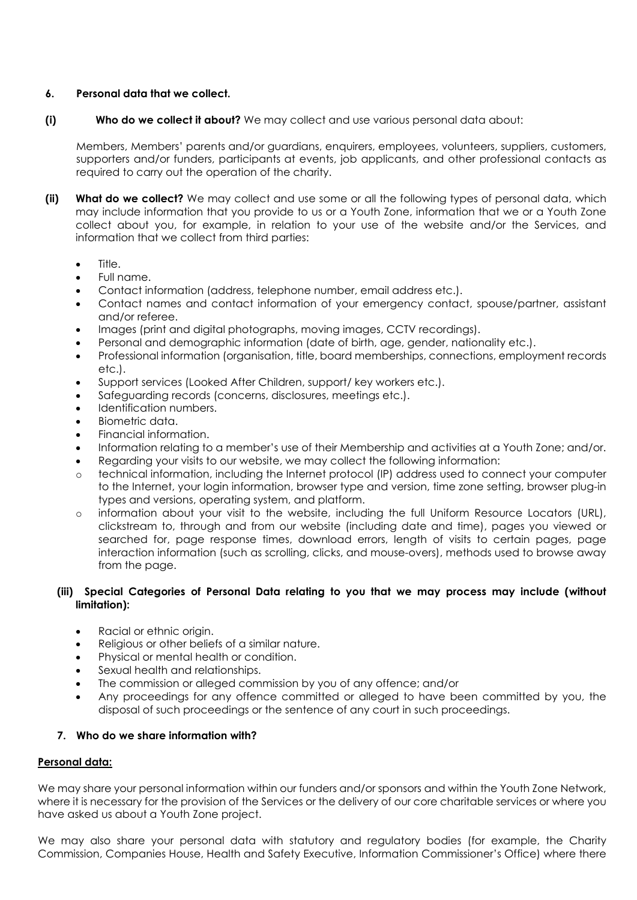### 6. Personal data that we collect.

**(i) Who do we collect it about?** We may collect and use various personal data about:

Members, Members' parents and/or guardians, enquirers, employees, volunteers, suppliers, customers, supporters and/or funders, participants at events, job applicants, and other professional contacts as required to carry out the operation of the charity.

**(ii) What do we collect?** We may collect and use some or all the following types of personal data, which may include information that you provide to us or a Youth Zone, information that we or a Youth Zone collect about you, for example, in relation to your use of the website and/or the Services, and information that we collect from third parties:

- Title.
- Full name.
- Contact information (address, telephone number, email address etc.).
- Contact names and contact information of your emergency contact, spouse/partner, assistant and/or referee.
- Images (print and digital photographs, moving images, CCTV recordings).
- Personal and demographic information (date of birth, age, gender, nationality etc.).
- Professional information (organisation, title, board memberships, connections, employment records etc.).
- Support services (Looked After Children, support/ key workers etc.).
- Safeguarding records (concerns, disclosures, meetings etc.).
- Identification numbers.
- Biometric data.
- Financial information.
- Information relating to a member's use of their Membership and activities at a Youth Zone; and/or.
- Regarding your visits to our website, we may collect the following information:
  - technical information, including the Internet protocol (IP) address used to connect your computer to the Internet, your login information, browser type and version, time zone setting, browser plug-in types and versions, operating system, and platform.
  - information about your visit to the website, including the full Uniform Resource Locators (URL), clickstream to, through and from our website (including date and time), pages you viewed or searched for, page response times, download errors, length of visits to certain pages, page interaction information (such as scrolling, clicks, and mouse-overs), methods used to browse away from the page.

**(iii) Special Categories of Personal Data relating to you that we may process may include (without limitation):**

- Racial or ethnic origin.
- Religious or other beliefs of a similar nature.
- Physical or mental health or condition.
- Sexual health and relationships.
- The commission or alleged commission by you of any offence; and/or
- Any proceedings for any offence committed or alleged to have been committed by you, the disposal of such proceedings or the sentence of any court in such proceedings.

### 7. Who do we share information with?

**Personal data:**

We may share your personal information within our funders and/or sponsors and within the Youth Zone Network, where it is necessary for the provision of the Services or the delivery of our core charitable services or where you have asked us about a Youth Zone project.

We may also share your personal data with statutory and regulatory bodies (for example, the Charity Commission, Companies House, Health and Safety Executive, Information Commissioner's Office) where there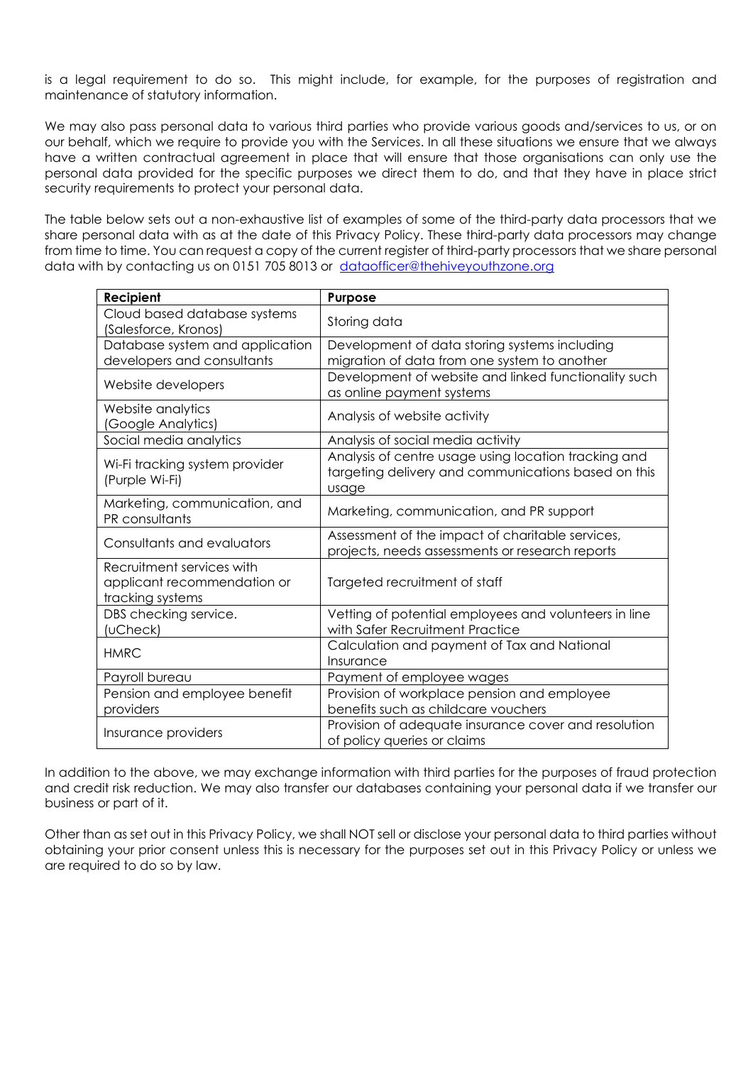is a legal requirement to do so. This might include, for example, for the purposes of registration and maintenance of statutory information.

We may also pass personal data to various third parties who provide various goods and/services to us, or on our behalf, which we require to provide you with the Services. In all these situations we ensure that we always have a written contractual agreement in place that will ensure that those organisations can only use the personal data provided for the specific purposes we direct them to do, and that they have in place strict security requirements to protect your personal data.

The table below sets out a non-exhaustive list of examples of some of the third-party data processors that we share personal data with as at the date of this Privacy Policy. These third-party data processors may change from time to time. You can request a copy of the current register of third-party processors that we share personal data with by contacting us on 0151 705 8013 or [dataofficer@thehiveyouthzone.org](mailto:dataofficer@thehiveyouthzone.org)

| **Recipient** | **Purpose** |
|---|---|
| Cloud based database systems (Salesforce, Kronos) | Storing data |
| Database system and application developers and consultants | Development of data storing systems including migration of data from one system to another |
| Website developers | Development of website and linked functionality such as online payment systems |
| Website analytics (Google Analytics) | Analysis of website activity |
| Social media analytics | Analysis of social media activity |
| Wi-Fi tracking system provider (Purple Wi-Fi) | Analysis of centre usage using location tracking and targeting delivery and communications based on this usage |
| Marketing, communication, and PR consultants | Marketing, communication, and PR support |
| Consultants and evaluators | Assessment of the impact of charitable services, projects, needs assessments or research reports |
| Recruitment services with applicant recommendation or tracking systems | Targeted recruitment of staff |
| DBS checking service. (uCheck) | Vetting of potential employees and volunteers in line with Safer Recruitment Practice |
| HMRC | Calculation and payment of Tax and National Insurance |
| Payroll bureau | Payment of employee wages |
| Pension and employee benefit providers | Provision of workplace pension and employee benefits such as childcare vouchers |
| Insurance providers | Provision of adequate insurance cover and resolution of policy queries or claims |

In addition to the above, we may exchange information with third parties for the purposes of fraud protection and credit risk reduction. We may also transfer our databases containing your personal data if we transfer our business or part of it.

Other than as set out in this Privacy Policy, we shall NOT sell or disclose your personal data to third parties without obtaining your prior consent unless this is necessary for the purposes set out in this Privacy Policy or unless we are required to do so by law.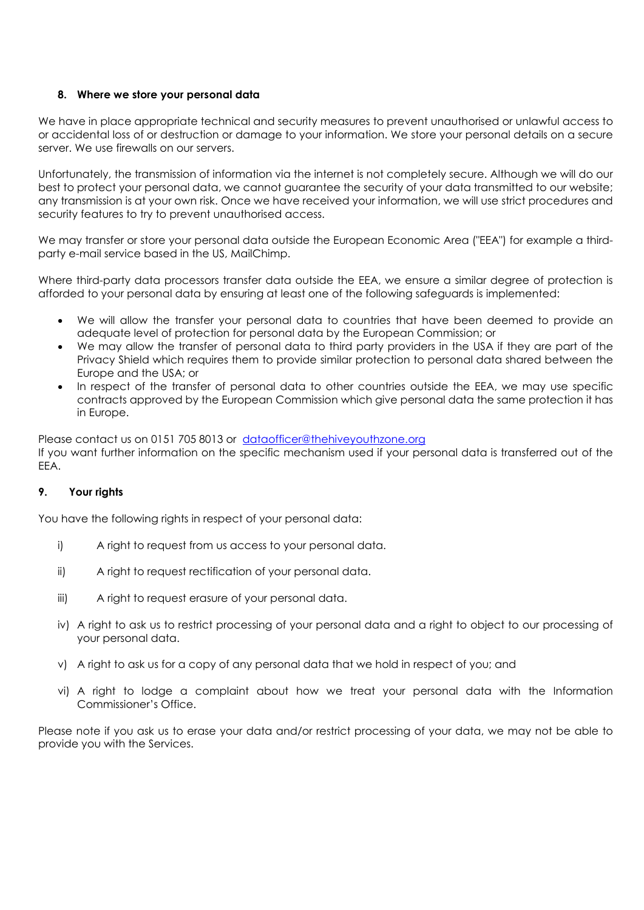## 8. Where we store your personal data

We have in place appropriate technical and security measures to prevent unauthorised or unlawful access to or accidental loss of or destruction or damage to your information. We store your personal details on a secure server. We use firewalls on our servers.

Unfortunately, the transmission of information via the internet is not completely secure. Although we will do our best to protect your personal data, we cannot guarantee the security of your data transmitted to our website; any transmission is at your own risk. Once we have received your information, we will use strict procedures and security features to try to prevent unauthorised access.

We may transfer or store your personal data outside the European Economic Area ("EEA") for example a third-party e-mail service based in the US, MailChimp.

Where third-party data processors transfer data outside the EEA, we ensure a similar degree of protection is afforded to your personal data by ensuring at least one of the following safeguards is implemented:

- We will allow the transfer your personal data to countries that have been deemed to provide an adequate level of protection for personal data by the European Commission; or
- We may allow the transfer of personal data to third party providers in the USA if they are part of the Privacy Shield which requires them to provide similar protection to personal data shared between the Europe and the USA; or
- In respect of the transfer of personal data to other countries outside the EEA, we may use specific contracts approved by the European Commission which give personal data the same protection it has in Europe.

Please contact us on 0151 705 8013 or dataofficer@thehiveyouthzone.org
If you want further information on the specific mechanism used if your personal data is transferred out of the EEA.

## 9. Your rights

You have the following rights in respect of your personal data:

i) A right to request from us access to your personal data.

ii) A right to request rectification of your personal data.

iii) A right to request erasure of your personal data.

iv) A right to ask us to restrict processing of your personal data and a right to object to our processing of your personal data.

v) A right to ask us for a copy of any personal data that we hold in respect of you; and

vi) A right to lodge a complaint about how we treat your personal data with the Information Commissioner's Office.

Please note if you ask us to erase your data and/or restrict processing of your data, we may not be able to provide you with the Services.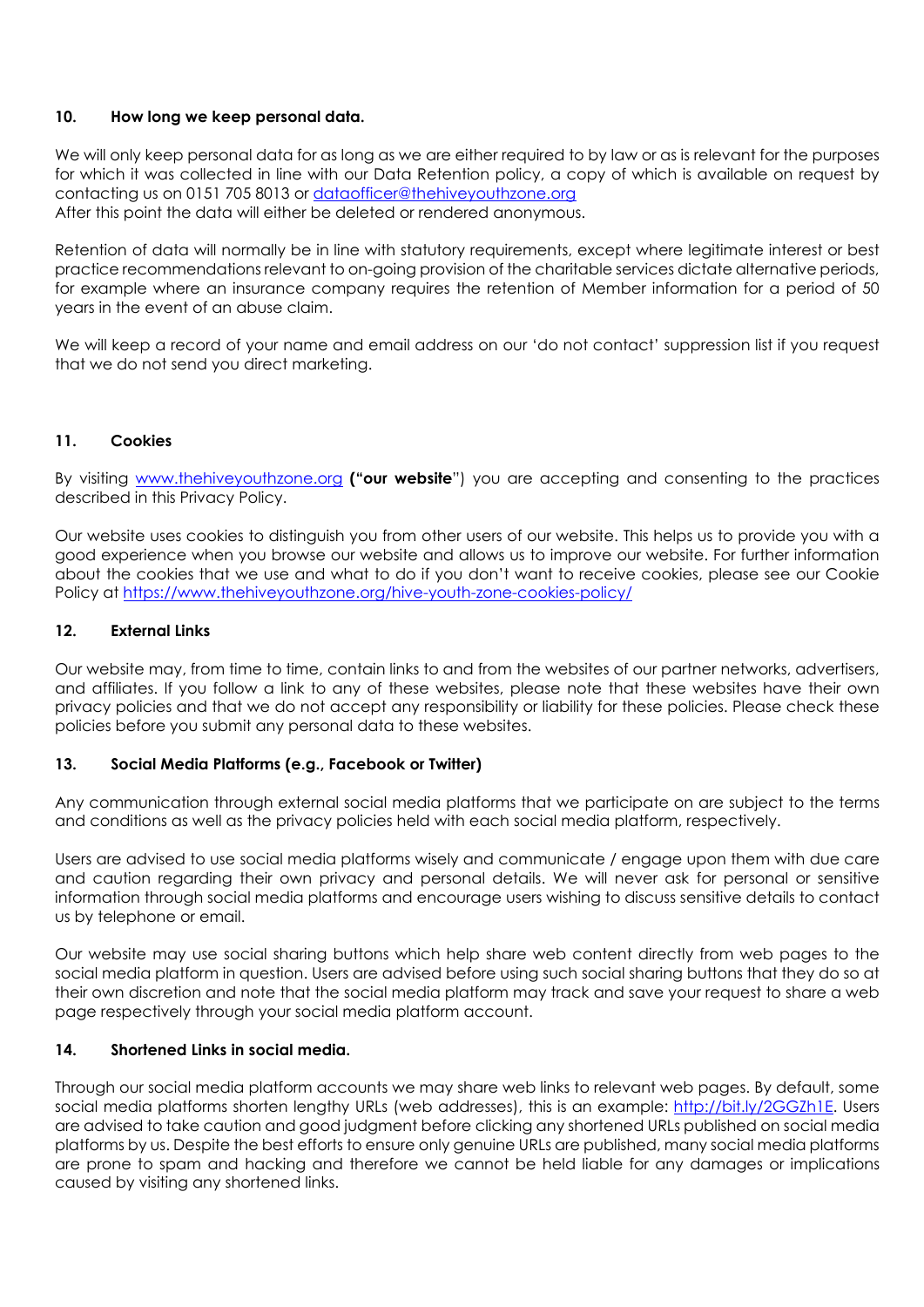## 10. How long we keep personal data.

We will only keep personal data for as long as we are either required to by law or as is relevant for the purposes for which it was collected in line with our Data Retention policy, a copy of which is available on request by contacting us on 0151 705 8013 or dataofficer@thehiveyouthzone.org
After this point the data will either be deleted or rendered anonymous.

Retention of data will normally be in line with statutory requirements, except where legitimate interest or best practice recommendations relevant to on-going provision of the charitable services dictate alternative periods, for example where an insurance company requires the retention of Member information for a period of 50 years in the event of an abuse claim.

We will keep a record of your name and email address on our 'do not contact' suppression list if you request that we do not send you direct marketing.

## 11. Cookies

By visiting www.thehiveyouthzone.org **("our website**") you are accepting and consenting to the practices described in this Privacy Policy.

Our website uses cookies to distinguish you from other users of our website. This helps us to provide you with a good experience when you browse our website and allows us to improve our website. For further information about the cookies that we use and what to do if you don't want to receive cookies, please see our Cookie Policy at https://www.thehiveyouthzone.org/hive-youth-zone-cookies-policy/

## 12. External Links

Our website may, from time to time, contain links to and from the websites of our partner networks, advertisers, and affiliates. If you follow a link to any of these websites, please note that these websites have their own privacy policies and that we do not accept any responsibility or liability for these policies. Please check these policies before you submit any personal data to these websites.

## 13. Social Media Platforms (e.g., Facebook or Twitter)

Any communication through external social media platforms that we participate on are subject to the terms and conditions as well as the privacy policies held with each social media platform, respectively.

Users are advised to use social media platforms wisely and communicate / engage upon them with due care and caution regarding their own privacy and personal details. We will never ask for personal or sensitive information through social media platforms and encourage users wishing to discuss sensitive details to contact us by telephone or email.

Our website may use social sharing buttons which help share web content directly from web pages to the social media platform in question. Users are advised before using such social sharing buttons that they do so at their own discretion and note that the social media platform may track and save your request to share a web page respectively through your social media platform account.

## 14. Shortened Links in social media.

Through our social media platform accounts we may share web links to relevant web pages. By default, some social media platforms shorten lengthy URLs (web addresses), this is an example: http://bit.ly/2GGZh1E. Users are advised to take caution and good judgment before clicking any shortened URLs published on social media platforms by us. Despite the best efforts to ensure only genuine URLs are published, many social media platforms are prone to spam and hacking and therefore we cannot be held liable for any damages or implications caused by visiting any shortened links.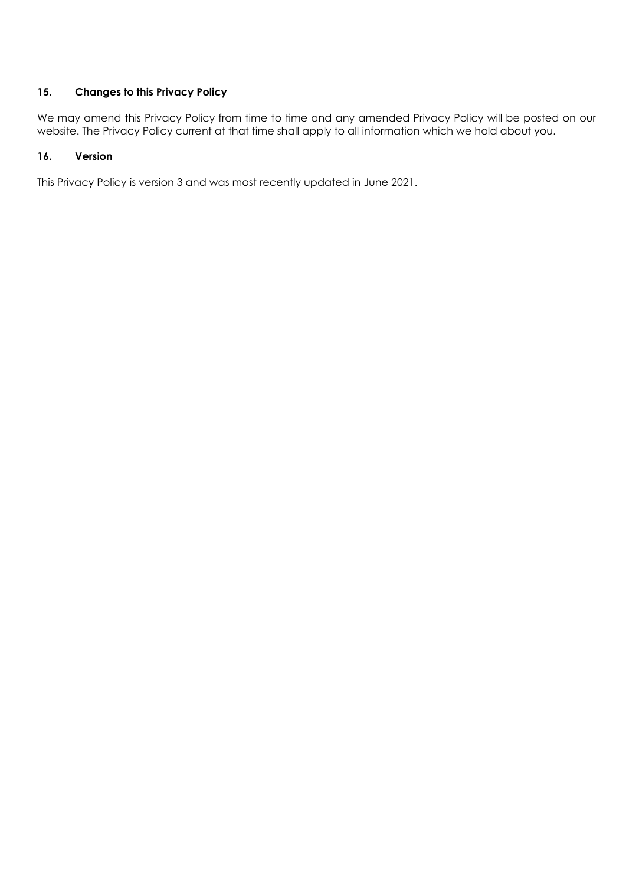## 15. Changes to this Privacy Policy

We may amend this Privacy Policy from time to time and any amended Privacy Policy will be posted on our website. The Privacy Policy current at that time shall apply to all information which we hold about you.

## 16. Version

This Privacy Policy is version 3 and was most recently updated in June 2021.